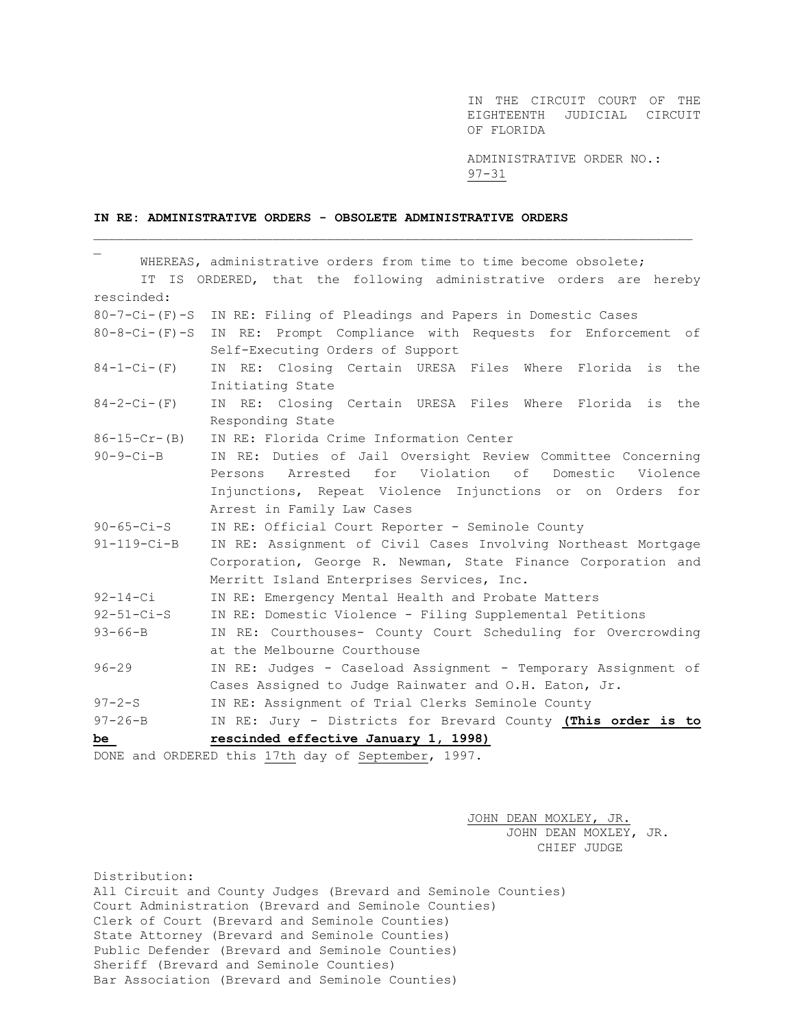IN THE CIRCUIT COURT OF THE EIGHTEENTH JUDICIAL CIRCUIT OF FLORIDA

ADMINISTRATIVE ORDER NO.: 97-31

**IN RE: ADMINISTRATIVE ORDERS - OBSOLETE ADMINISTRATIVE ORDERS**

---

WHEREAS, administrative orders from time to time become obsolete;

IT IS ORDERED, that the following administrative orders are hereby rescinded:

| | |
|---|---|
| 80-7-Ci-(F)-S | IN RE: Filing of Pleadings and Papers in Domestic Cases |
| 80-8-Ci-(F)-S | IN RE: Prompt Compliance with Requests for Enforcement of Self-Executing Orders of Support |
| 84-1-Ci-(F) | IN RE: Closing Certain URESA Files Where Florida is the Initiating State |
| 84-2-Ci-(F) | IN RE: Closing Certain URESA Files Where Florida is the Responding State |
| 86-15-Cr-(B) | IN RE: Florida Crime Information Center |
| 90-9-Ci-B | IN RE: Duties of Jail Oversight Review Committee Concerning Persons Arrested for Violation of Domestic Violence Injunctions, Repeat Violence Injunctions or on Orders for Arrest in Family Law Cases |
| 90-65-Ci-S | IN RE: Official Court Reporter - Seminole County |
| 91-119-Ci-B | IN RE: Assignment of Civil Cases Involving Northeast Mortgage Corporation, George R. Newman, State Finance Corporation and Merritt Island Enterprises Services, Inc. |
| 92-14-Ci | IN RE: Emergency Mental Health and Probate Matters |
| 92-51-Ci-S | IN RE: Domestic Violence - Filing Supplemental Petitions |
| 93-66-B | IN RE: Courthouses- County Court Scheduling for Overcrowding at the Melbourne Courthouse |
| 96-29 | IN RE: Judges - Caseload Assignment - Temporary Assignment of Cases Assigned to Judge Rainwater and O.H. Eaton, Jr. |
| 97-2-S | IN RE: Assignment of Trial Clerks Seminole County |
| 97-26-B | IN RE: Jury - Districts for Brevard County **(This order is to be rescinded effective January 1, 1998)** |

DONE and ORDERED this 17th day of September, 1997.

JOHN DEAN MOXLEY, JR.
JOHN DEAN MOXLEY, JR.
CHIEF JUDGE

Distribution:
All Circuit and County Judges (Brevard and Seminole Counties)
Court Administration (Brevard and Seminole Counties)
Clerk of Court (Brevard and Seminole Counties)
State Attorney (Brevard and Seminole Counties)
Public Defender (Brevard and Seminole Counties)
Sheriff (Brevard and Seminole Counties)
Bar Association (Brevard and Seminole Counties)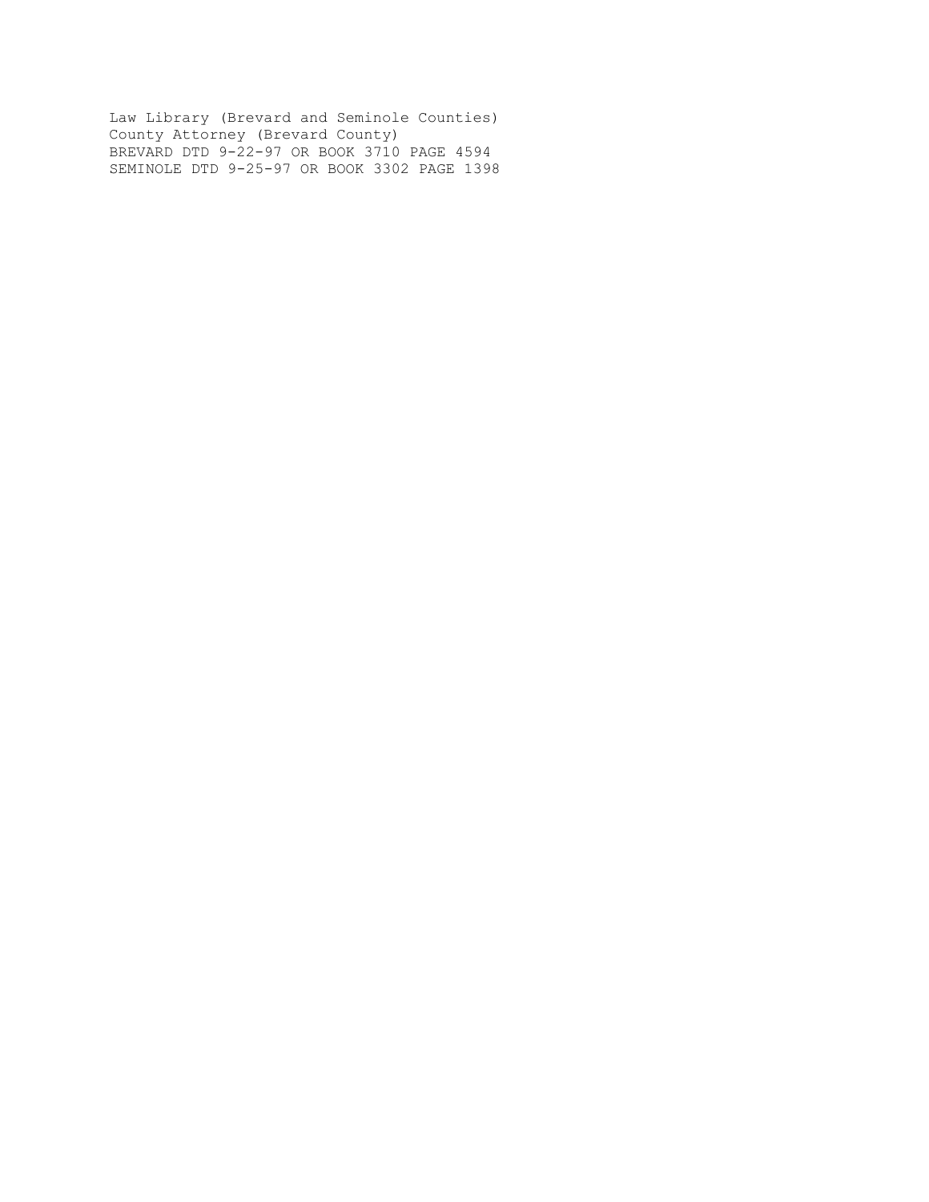Law Library (Brevard and Seminole Counties)
County Attorney (Brevard County)
BREVARD DTD 9-22-97 OR BOOK 3710 PAGE 4594
SEMINOLE DTD 9-25-97 OR BOOK 3302 PAGE 1398